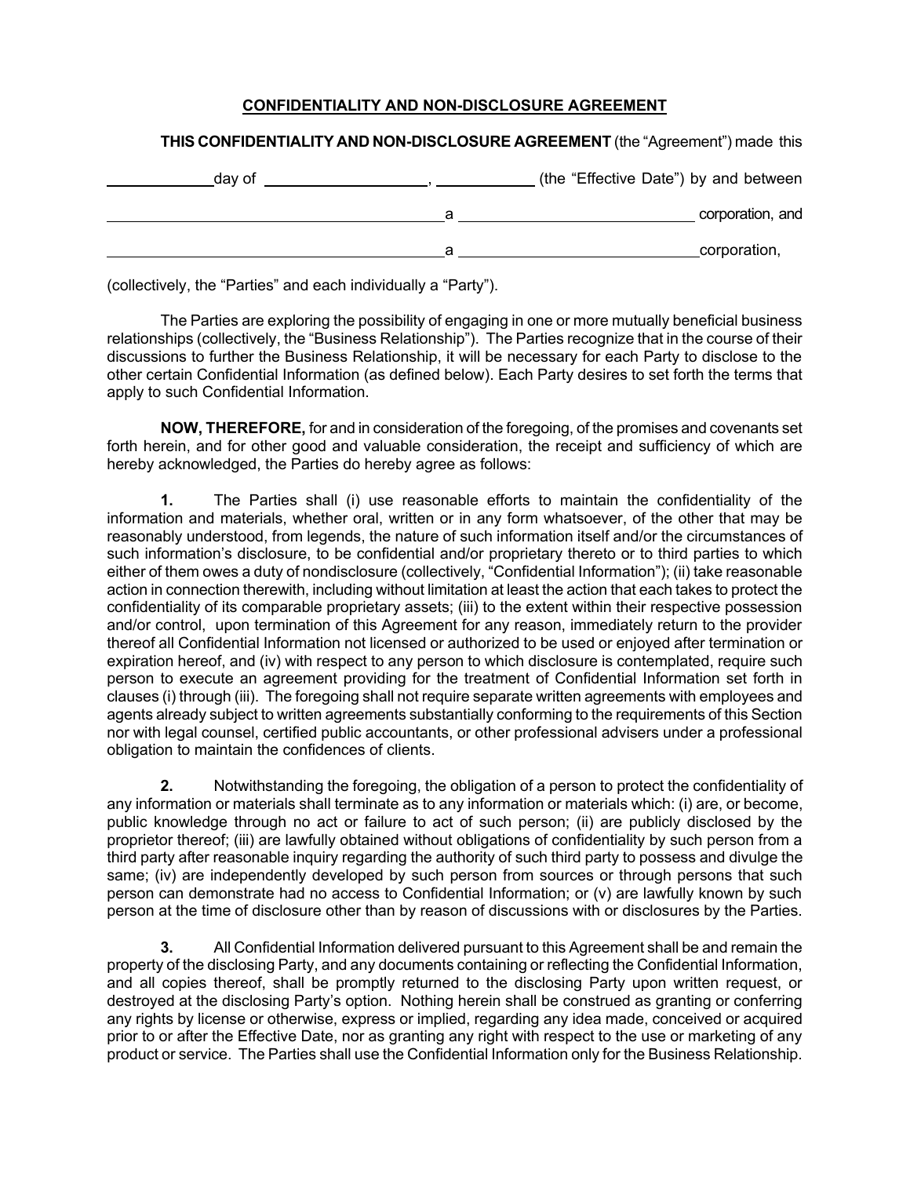# CONFIDENTIALITY AND NON-DISCLOSURE AGREEMENT

**THIS CONFIDENTIALITY AND NON-DISCLOSURE AGREEMENT** (the "Agreement") made this

\_\_\_\_\_\_\_\_\_\_\_\_ day of \_\_\_\_\_\_\_\_\_\_\_\_\_\_\_\_\_\_\_\_, \_\_\_\_\_\_\_\_\_\_\_\_ (the "Effective Date") by and between

\_\_\_\_\_\_\_\_\_\_\_\_\_\_\_\_\_\_\_\_\_\_\_\_\_\_\_\_\_\_\_\_\_\_\_\_\_\_\_\_ a \_\_\_\_\_\_\_\_\_\_\_\_\_\_\_\_\_\_\_\_\_\_\_\_\_\_\_\_\_ corporation, and

\_\_\_\_\_\_\_\_\_\_\_\_\_\_\_\_\_\_\_\_\_\_\_\_\_\_\_\_\_\_\_\_\_\_\_\_\_\_\_\_ a \_\_\_\_\_\_\_\_\_\_\_\_\_\_\_\_\_\_\_\_\_\_\_\_\_\_\_\_\_ corporation,

(collectively, the "Parties" and each individually a "Party").

The Parties are exploring the possibility of engaging in one or more mutually beneficial business relationships (collectively, the "Business Relationship"). The Parties recognize that in the course of their discussions to further the Business Relationship, it will be necessary for each Party to disclose to the other certain Confidential Information (as defined below). Each Party desires to set forth the terms that apply to such Confidential Information.

**NOW, THEREFORE,** for and in consideration of the foregoing, of the promises and covenants set forth herein, and for other good and valuable consideration, the receipt and sufficiency of which are hereby acknowledged, the Parties do hereby agree as follows:

**1.** The Parties shall (i) use reasonable efforts to maintain the confidentiality of the information and materials, whether oral, written or in any form whatsoever, of the other that may be reasonably understood, from legends, the nature of such information itself and/or the circumstances of such information's disclosure, to be confidential and/or proprietary thereto or to third parties to which either of them owes a duty of nondisclosure (collectively, "Confidential Information"); (ii) take reasonable action in connection therewith, including without limitation at least the action that each takes to protect the confidentiality of its comparable proprietary assets; (iii) to the extent within their respective possession and/or control, upon termination of this Agreement for any reason, immediately return to the provider thereof all Confidential Information not licensed or authorized to be used or enjoyed after termination or expiration hereof, and (iv) with respect to any person to which disclosure is contemplated, require such person to execute an agreement providing for the treatment of Confidential Information set forth in clauses (i) through (iii). The foregoing shall not require separate written agreements with employees and agents already subject to written agreements substantially conforming to the requirements of this Section nor with legal counsel, certified public accountants, or other professional advisers under a professional obligation to maintain the confidences of clients.

**2.** Notwithstanding the foregoing, the obligation of a person to protect the confidentiality of any information or materials shall terminate as to any information or materials which: (i) are, or become, public knowledge through no act or failure to act of such person; (ii) are publicly disclosed by the proprietor thereof; (iii) are lawfully obtained without obligations of confidentiality by such person from a third party after reasonable inquiry regarding the authority of such third party to possess and divulge the same; (iv) are independently developed by such person from sources or through persons that such person can demonstrate had no access to Confidential Information; or (v) are lawfully known by such person at the time of disclosure other than by reason of discussions with or disclosures by the Parties.

**3.** All Confidential Information delivered pursuant to this Agreement shall be and remain the property of the disclosing Party, and any documents containing or reflecting the Confidential Information, and all copies thereof, shall be promptly returned to the disclosing Party upon written request, or destroyed at the disclosing Party's option. Nothing herein shall be construed as granting or conferring any rights by license or otherwise, express or implied, regarding any idea made, conceived or acquired prior to or after the Effective Date, nor as granting any right with respect to the use or marketing of any product or service. The Parties shall use the Confidential Information only for the Business Relationship.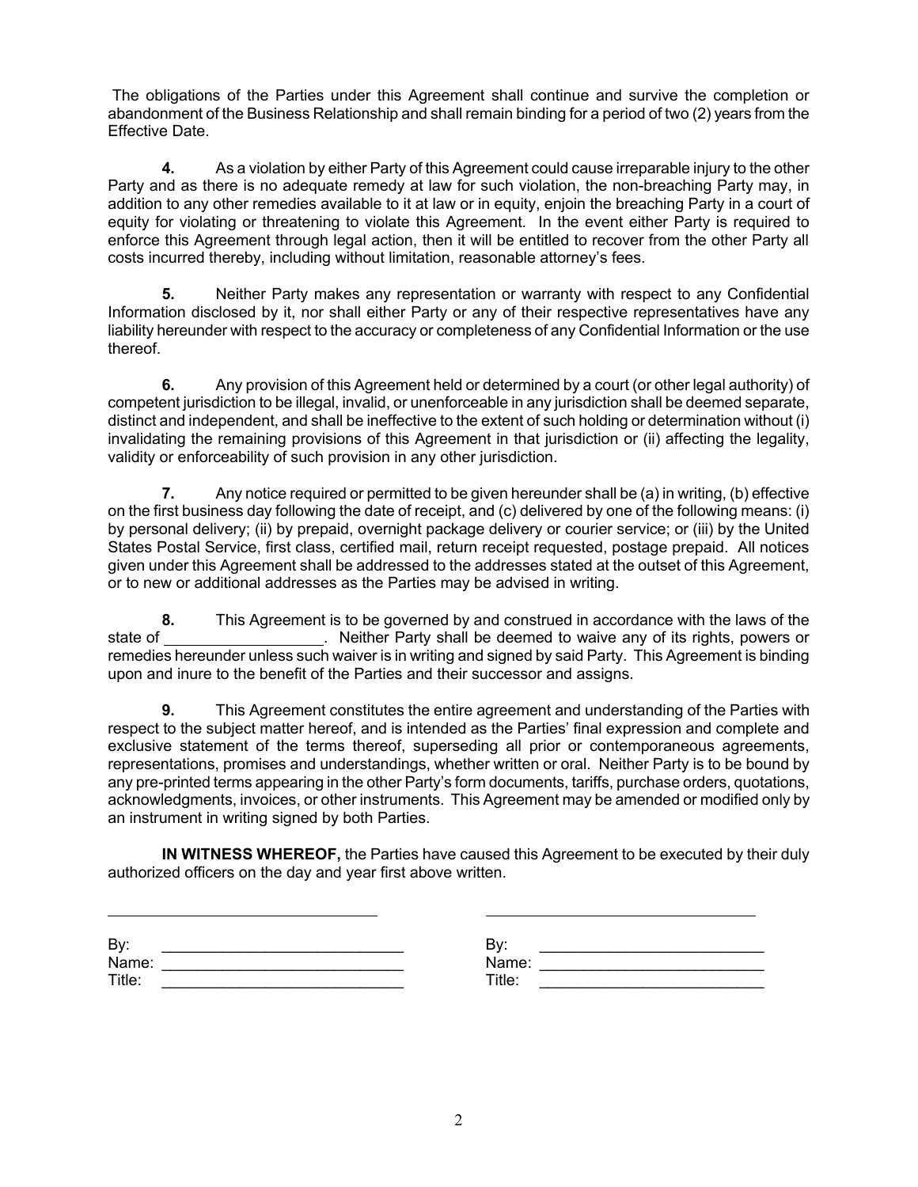The obligations of the Parties under this Agreement shall continue and survive the completion or abandonment of the Business Relationship and shall remain binding for a period of two (2) years from the Effective Date.

**4.** As a violation by either Party of this Agreement could cause irreparable injury to the other Party and as there is no adequate remedy at law for such violation, the non-breaching Party may, in addition to any other remedies available to it at law or in equity, enjoin the breaching Party in a court of equity for violating or threatening to violate this Agreement. In the event either Party is required to enforce this Agreement through legal action, then it will be entitled to recover from the other Party all costs incurred thereby, including without limitation, reasonable attorney's fees.

**5.** Neither Party makes any representation or warranty with respect to any Confidential Information disclosed by it, nor shall either Party or any of their respective representatives have any liability hereunder with respect to the accuracy or completeness of any Confidential Information or the use thereof.

**6.** Any provision of this Agreement held or determined by a court (or other legal authority) of competent jurisdiction to be illegal, invalid, or unenforceable in any jurisdiction shall be deemed separate, distinct and independent, and shall be ineffective to the extent of such holding or determination without (i) invalidating the remaining provisions of this Agreement in that jurisdiction or (ii) affecting the legality, validity or enforceability of such provision in any other jurisdiction.

**7.** Any notice required or permitted to be given hereunder shall be (a) in writing, (b) effective on the first business day following the date of receipt, and (c) delivered by one of the following means: (i) by personal delivery; (ii) by prepaid, overnight package delivery or courier service; or (iii) by the United States Postal Service, first class, certified mail, return receipt requested, postage prepaid. All notices given under this Agreement shall be addressed to the addresses stated at the outset of this Agreement, or to new or additional addresses as the Parties may be advised in writing.

**8.** This Agreement is to be governed by and construed in accordance with the laws of the state of ___________________. Neither Party shall be deemed to waive any of its rights, powers or remedies hereunder unless such waiver is in writing and signed by said Party. This Agreement is binding upon and inure to the benefit of the Parties and their successor and assigns.

**9.** This Agreement constitutes the entire agreement and understanding of the Parties with respect to the subject matter hereof, and is intended as the Parties' final expression and complete and exclusive statement of the terms thereof, superseding all prior or contemporaneous agreements, representations, promises and understandings, whether written or oral. Neither Party is to be bound by any pre-printed terms appearing in the other Party's form documents, tariffs, purchase orders, quotations, acknowledgments, invoices, or other instruments. This Agreement may be amended or modified only by an instrument in writing signed by both Parties.

**IN WITNESS WHEREOF,** the Parties have caused this Agreement to be executed by their duly authorized officers on the day and year first above written.

_______________________________

By: ___________________________
Name: ___________________________
Title: ___________________________

_______________________________

By: ___________________________
Name: ___________________________
Title: ___________________________